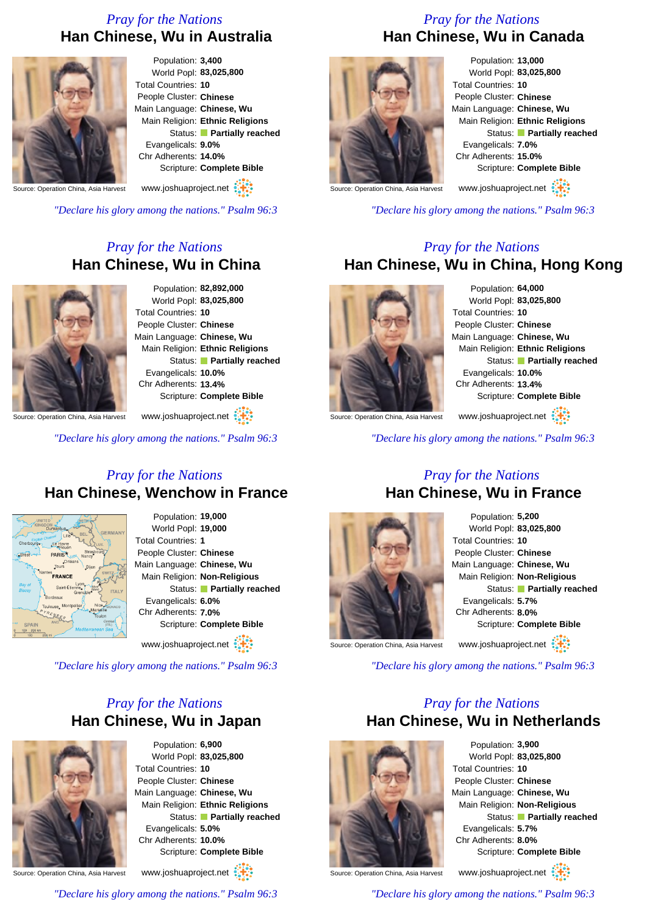*Pray for the Nations*

## Han Chinese, Wu in Australia

Source: Operation China, Asia Harvest

Population: **3,400**
World Popl: **83,025,800**
Total Countries: **10**
People Cluster: **Chinese**
Main Language: **Chinese, Wu**
Main Religion: **Ethnic Religions**
Status: **Partially reached**
Evangelicals: **9.0%**
Chr Adherents: **14.0%**
Scripture: **Complete Bible**

www.joshuaproject.net

*"Declare his glory among the nations." Psalm 96:3*

*Pray for the Nations*

## Han Chinese, Wu in Canada

Source: Operation China, Asia Harvest

Population: **13,000**
World Popl: **83,025,800**
Total Countries: **10**
People Cluster: **Chinese**
Main Language: **Chinese, Wu**
Main Religion: **Ethnic Religions**
Status: **Partially reached**
Evangelicals: **7.0%**
Chr Adherents: **15.0%**
Scripture: **Complete Bible**

www.joshuaproject.net

*"Declare his glory among the nations." Psalm 96:3*

*Pray for the Nations*

## Han Chinese, Wu in China

Source: Operation China, Asia Harvest

Population: **82,892,000**
World Popl: **83,025,800**
Total Countries: **10**
People Cluster: **Chinese**
Main Language: **Chinese, Wu**
Main Religion: **Ethnic Religions**
Status: **Partially reached**
Evangelicals: **10.0%**
Chr Adherents: **13.4%**
Scripture: **Complete Bible**

www.joshuaproject.net

*"Declare his glory among the nations." Psalm 96:3*

*Pray for the Nations*

## Han Chinese, Wu in China, Hong Kong

Source: Operation China, Asia Harvest

Population: **64,000**
World Popl: **83,025,800**
Total Countries: **10**
People Cluster: **Chinese**
Main Language: **Chinese, Wu**
Main Religion: **Ethnic Religions**
Status: **Partially reached**
Evangelicals: **10.0%**
Chr Adherents: **13.4%**
Scripture: **Complete Bible**

www.joshuaproject.net

*"Declare his glory among the nations." Psalm 96:3*

*Pray for the Nations*

## Han Chinese, Wenchow in France

Population: **19,000**
World Popl: **19,000**
Total Countries: **1**
People Cluster: **Chinese**
Main Language: **Chinese, Wu**
Main Religion: **Non-Religious**
Status: **Partially reached**
Evangelicals: **6.0%**
Chr Adherents: **7.0%**
Scripture: **Complete Bible**

www.joshuaproject.net

*"Declare his glory among the nations." Psalm 96:3*

*Pray for the Nations*

## Han Chinese, Wu in France

Source: Operation China, Asia Harvest

Population: **5,200**
World Popl: **83,025,800**
Total Countries: **10**
People Cluster: **Chinese**
Main Language: **Chinese, Wu**
Main Religion: **Non-Religious**
Status: **Partially reached**
Evangelicals: **5.7%**
Chr Adherents: **8.0%**
Scripture: **Complete Bible**

www.joshuaproject.net

*"Declare his glory among the nations." Psalm 96:3*

*Pray for the Nations*

## Han Chinese, Wu in Japan

Source: Operation China, Asia Harvest

Population: **6,900**
World Popl: **83,025,800**
Total Countries: **10**
People Cluster: **Chinese**
Main Language: **Chinese, Wu**
Main Religion: **Ethnic Religions**
Status: **Partially reached**
Evangelicals: **5.0%**
Chr Adherents: **10.0%**
Scripture: **Complete Bible**

www.joshuaproject.net

*"Declare his glory among the nations." Psalm 96:3*

*Pray for the Nations*

## Han Chinese, Wu in Netherlands

Source: Operation China, Asia Harvest

Population: **3,900**
World Popl: **83,025,800**
Total Countries: **10**
People Cluster: **Chinese**
Main Language: **Chinese, Wu**
Main Religion: **Non-Religious**
Status: **Partially reached**
Evangelicals: **5.7%**
Chr Adherents: **8.0%**
Scripture: **Complete Bible**

www.joshuaproject.net

*"Declare his glory among the nations." Psalm 96:3*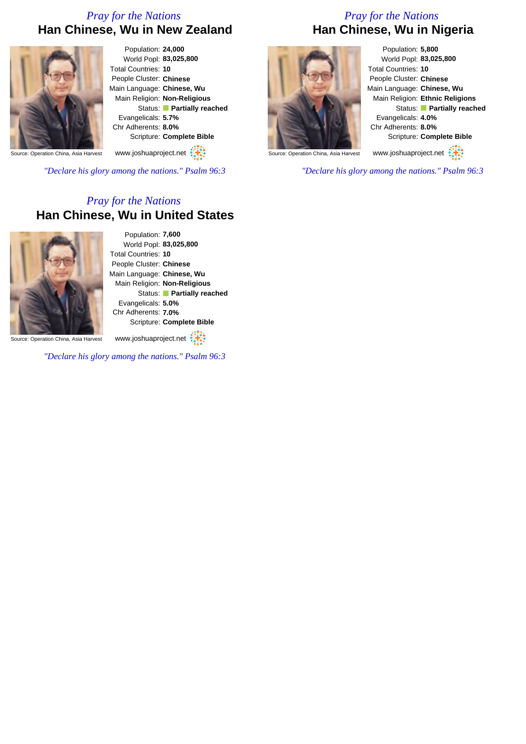*Pray for the Nations*

## Han Chinese, Wu in New Zealand

Population: **24,000**
World Popl: **83,025,800**
Total Countries: **10**
People Cluster: **Chinese**
Main Language: **Chinese, Wu**
Main Religion: **Non-Religious**
Status: **Partially reached**
Evangelicals: **5.7%**
Chr Adherents: **8.0%**
Scripture: **Complete Bible**

Source: Operation China, Asia Harvest

www.joshuaproject.net

*"Declare his glory among the nations." Psalm 96:3*

*Pray for the Nations*

## Han Chinese, Wu in Nigeria

Population: **5,800**
World Popl: **83,025,800**
Total Countries: **10**
People Cluster: **Chinese**
Main Language: **Chinese, Wu**
Main Religion: **Ethnic Religions**
Status: **Partially reached**
Evangelicals: **4.0%**
Chr Adherents: **8.0%**
Scripture: **Complete Bible**

Source: Operation China, Asia Harvest

www.joshuaproject.net

*"Declare his glory among the nations." Psalm 96:3*

*Pray for the Nations*

## Han Chinese, Wu in United States

Population: **7,600**
World Popl: **83,025,800**
Total Countries: **10**
People Cluster: **Chinese**
Main Language: **Chinese, Wu**
Main Religion: **Non-Religious**
Status: **Partially reached**
Evangelicals: **5.0%**
Chr Adherents: **7.0%**
Scripture: **Complete Bible**

Source: Operation China, Asia Harvest

www.joshuaproject.net

*"Declare his glory among the nations." Psalm 96:3*